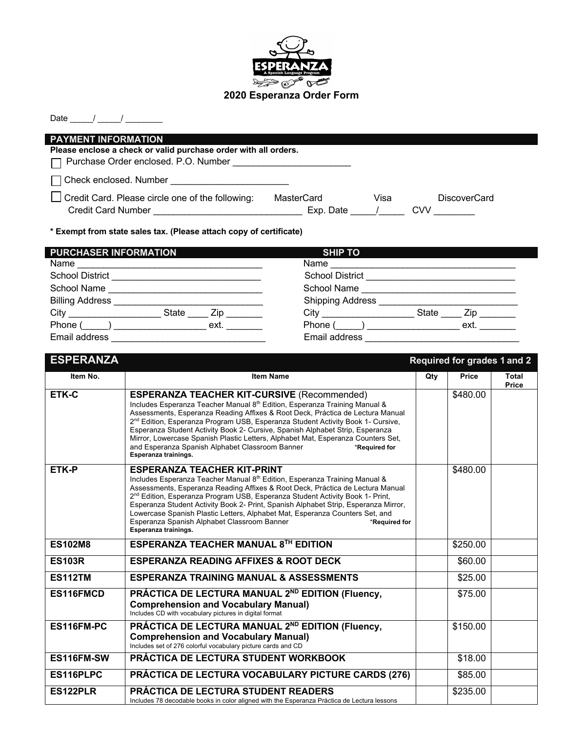# 2020 Esperanza Order Form

Date _____/ _____/ ________

## PAYMENT INFORMATION

**Please enclose a check or valid purchase order with all orders.**

☐ Purchase Order enclosed. P.O. Number _______________________

☐ Check enclosed. Number _______________________

☐ Credit Card. Please circle one of the following: MasterCard Visa DiscoverCard

Credit Card Number _____________________________ Exp. Date _____/_____ CVV ________

**\* Exempt from state sales tax. (Please attach copy of certificate)**

## PURCHASER INFORMATION

Name ____________________________________

School District ______________________________

School Name ______________________________

Billing Address ______________________________

City __________________ State ____ Zip _______

Phone (_____) __________________ ext. _______

Email address _______________________________

## SHIP TO

Name ____________________________________

School District ______________________________

School Name ______________________________

Shipping Address ____________________________

City __________________ State ____ Zip _______

Phone (_____) __________________ ext. _______

Email address _______________________________

## ESPERANZA — Required for grades 1 and 2

| Item No. | Item Name | Qty | Price | Total Price |
|---|---|---|---|---|
| ETK-C | **ESPERANZA TEACHER KIT-CURSIVE** (Recommended) Includes Esperanza Teacher Manual 8th Edition, Esperanza Training Manual & Assessments, Esperanza Reading Affixes & Root Deck, Práctica de Lectura Manual 2nd Edition, Esperanza Program USB, Esperanza Student Activity Book 1- Cursive, Esperanza Student Activity Book 2- Cursive, Spanish Alphabet Strip, Esperanza Mirror, Lowercase Spanish Plastic Letters, Alphabet Mat, Esperanza Counters Set, and Esperanza Spanish Alphabet Classroom Banner **\*Required for Esperanza trainings.** | | $480.00 | |
| ETK-P | **ESPERANZA TEACHER KIT-PRINT** Includes Esperanza Teacher Manual 8th Edition, Esperanza Training Manual & Assessments, Esperanza Reading Affixes & Root Deck, Práctica de Lectura Manual 2nd Edition, Esperanza Program USB, Esperanza Student Activity Book 1- Print, Esperanza Student Activity Book 2- Print, Spanish Alphabet Strip, Esperanza Mirror, Lowercase Spanish Plastic Letters, Alphabet Mat, Esperanza Counters Set, and Esperanza Spanish Alphabet Classroom Banner **\*Required for Esperanza trainings.** | | $480.00 | |
| ES102M8 | **ESPERANZA TEACHER MANUAL 8TH EDITION** | | $250.00 | |
| ES103R | **ESPERANZA READING AFFIXES & ROOT DECK** | | $60.00 | |
| ES112TM | **ESPERANZA TRAINING MANUAL & ASSESSMENTS** | | $25.00 | |
| ES116FMCD | **PRÁCTICA DE LECTURA MANUAL 2ND EDITION (Fluency, Comprehension and Vocabulary Manual)** Includes CD with vocabulary pictures in digital format | | $75.00 | |
| ES116FM-PC | **PRÁCTICA DE LECTURA MANUAL 2ND EDITION (Fluency, Comprehension and Vocabulary Manual)** Includes set of 276 colorful vocabulary picture cards and CD | | $150.00 | |
| ES116FM-SW | **PRÁCTICA DE LECTURA STUDENT WORKBOOK** | | $18.00 | |
| ES116PLPC | **PRÁCTICA DE LECTURA VOCABULARY PICTURE CARDS (276)** | | $85.00 | |
| ES122PLR | **PRÁCTICA DE LECTURA STUDENT READERS** Includes 78 decodable books in color aligned with the Esperanza Práctica de Lectura lessons | | $235.00 | |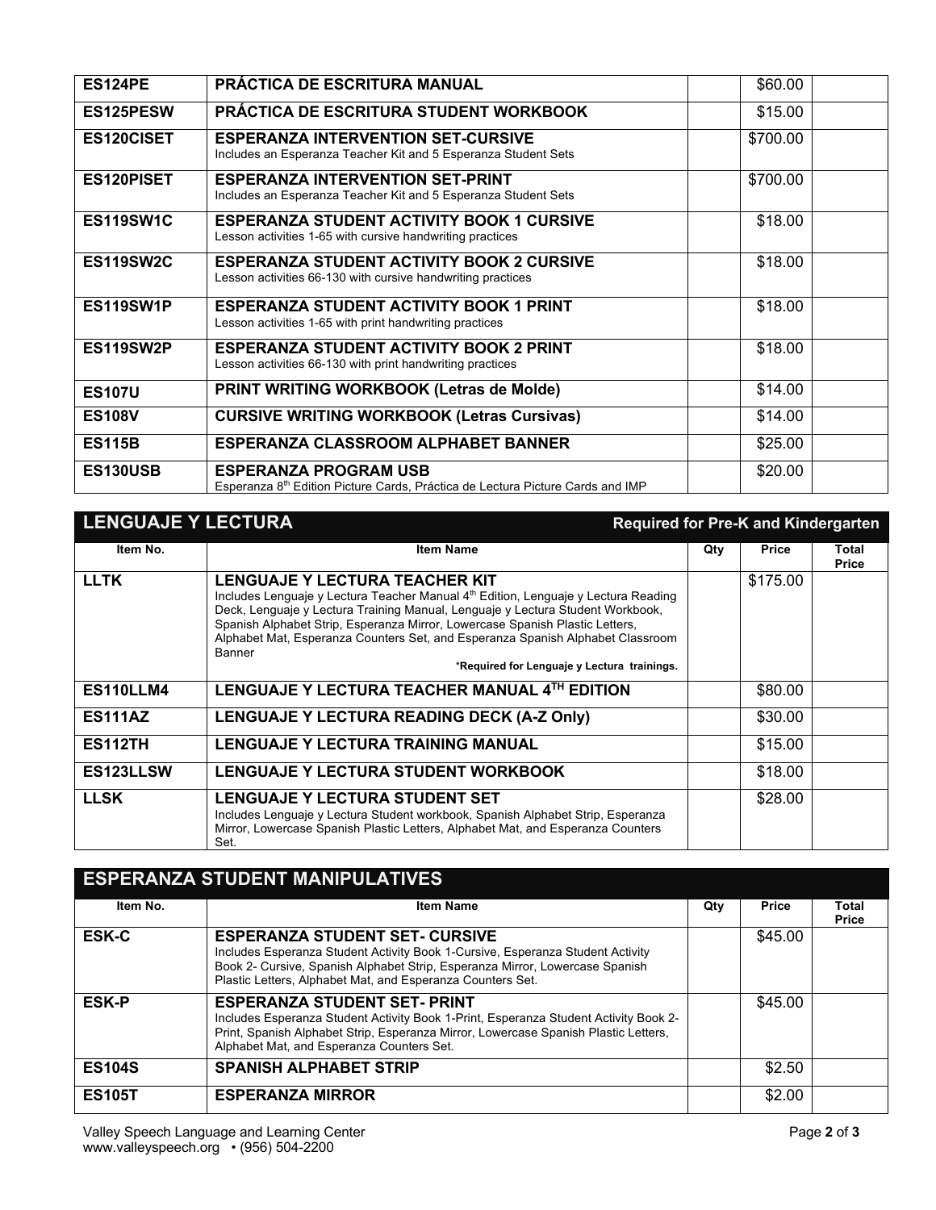| Item No. | Item Name | Qty | Price | Total Price |
|---|---|---|---|---|
| **ES124PE** | **PRÁCTICA DE ESCRITURA MANUAL** | | $60.00 | |
| **ES125PESW** | **PRÁCTICA DE ESCRITURA STUDENT WORKBOOK** | | $15.00 | |
| **ES120CISET** | **ESPERANZA INTERVENTION SET-CURSIVE**<br>Includes an Esperanza Teacher Kit and 5 Esperanza Student Sets | | $700.00 | |
| **ES120PISET** | **ESPERANZA INTERVENTION SET-PRINT**<br>Includes an Esperanza Teacher Kit and 5 Esperanza Student Sets | | $700.00 | |
| **ES119SW1C** | **ESPERANZA STUDENT ACTIVITY BOOK 1 CURSIVE**<br>Lesson activities 1-65 with cursive handwriting practices | | $18.00 | |
| **ES119SW2C** | **ESPERANZA STUDENT ACTIVITY BOOK 2 CURSIVE**<br>Lesson activities 66-130 with cursive handwriting practices | | $18.00 | |
| **ES119SW1P** | **ESPERANZA STUDENT ACTIVITY BOOK 1 PRINT**<br>Lesson activities 1-65 with print handwriting practices | | $18.00 | |
| **ES119SW2P** | **ESPERANZA STUDENT ACTIVITY BOOK 2 PRINT**<br>Lesson activities 66-130 with print handwriting practices | | $18.00 | |
| **ES107U** | **PRINT WRITING WORKBOOK (Letras de Molde)** | | $14.00 | |
| **ES108V** | **CURSIVE WRITING WORKBOOK (Letras Cursivas)** | | $14.00 | |
| **ES115B** | **ESPERANZA CLASSROOM ALPHABET BANNER** | | $25.00 | |
| **ES130USB** | **ESPERANZA PROGRAM USB**<br>Esperanza 8th Edition Picture Cards, Práctica de Lectura Picture Cards and IMP | | $20.00 | |

## LENGUAJE Y LECTURA

**Required for Pre-K and Kindergarten**

| Item No. | Item Name | Qty | Price | Total Price |
|---|---|---|---|---|
| **LLTK** | **LENGUAJE Y LECTURA TEACHER KIT**<br>Includes Lenguaje y Lectura Teacher Manual 4th Edition, Lenguaje y Lectura Reading Deck, Lenguaje y Lectura Training Manual, Lenguaje y Lectura Student Workbook, Spanish Alphabet Strip, Esperanza Mirror, Lowercase Spanish Plastic Letters, Alphabet Mat, Esperanza Counters Set, and Esperanza Spanish Alphabet Classroom Banner<br>**\*Required for Lenguaje y Lectura trainings.** | | $175.00 | |
| **ES110LLM4** | **LENGUAJE Y LECTURA TEACHER MANUAL 4TH EDITION** | | $80.00 | |
| **ES111AZ** | **LENGUAJE Y LECTURA READING DECK (A-Z Only)** | | $30.00 | |
| **ES112TH** | **LENGUAJE Y LECTURA TRAINING MANUAL** | | $15.00 | |
| **ES123LLSW** | **LENGUAJE Y LECTURA STUDENT WORKBOOK** | | $18.00 | |
| **LLSK** | **LENGUAJE Y LECTURA STUDENT SET**<br>Includes Lenguaje y Lectura Student workbook, Spanish Alphabet Strip, Esperanza Mirror, Lowercase Spanish Plastic Letters, Alphabet Mat, and Esperanza Counters Set. | | $28.00 | |

## ESPERANZA STUDENT MANIPULATIVES

| Item No. | Item Name | Qty | Price | Total Price |
|---|---|---|---|---|
| **ESK-C** | **ESPERANZA STUDENT SET- CURSIVE**<br>Includes Esperanza Student Activity Book 1-Cursive, Esperanza Student Activity Book 2- Cursive, Spanish Alphabet Strip, Esperanza Mirror, Lowercase Spanish Plastic Letters, Alphabet Mat, and Esperanza Counters Set. | | $45.00 | |
| **ESK-P** | **ESPERANZA STUDENT SET- PRINT**<br>Includes Esperanza Student Activity Book 1-Print, Esperanza Student Activity Book 2- Print, Spanish Alphabet Strip, Esperanza Mirror, Lowercase Spanish Plastic Letters, Alphabet Mat, and Esperanza Counters Set. | | $45.00 | |
| **ES104S** | **SPANISH ALPHABET STRIP** | | $2.50 | |
| **ES105T** | **ESPERANZA MIRROR** | | $2.00 | |

Valley Speech Language and Learning Center
www.valleyspeech.org • (956) 504-2200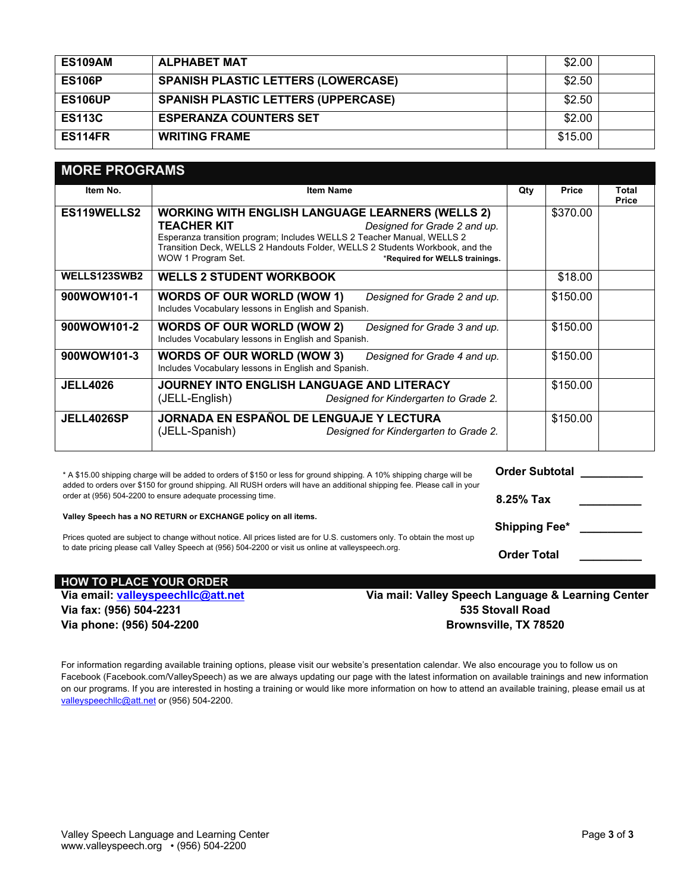| | | | | |
|---|---|---|---|---|
| **ES109AM** | **ALPHABET MAT** | | $2.00 | |
| **ES106P** | **SPANISH PLASTIC LETTERS (LOWERCASE)** | | $2.50 | |
| **ES106UP** | **SPANISH PLASTIC LETTERS (UPPERCASE)** | | $2.50 | |
| **ES113C** | **ESPERANZA COUNTERS SET** | | $2.00 | |
| **ES114FR** | **WRITING FRAME** | | $15.00 | |

## MORE PROGRAMS

| Item No. | Item Name | Qty | Price | Total Price |
|---|---|---|---|---|
| **ES119WELLS2** | **WORKING WITH ENGLISH LANGUAGE LEARNERS (WELLS 2) TEACHER KIT** *Designed for Grade 2 and up.* Esperanza transition program; Includes WELLS 2 Teacher Manual, WELLS 2 Transition Deck, WELLS 2 Handouts Folder, WELLS 2 Students Workbook, and the WOW 1 Program Set. **\*Required for WELLS trainings.** | | $370.00 | |
| **WELLS123SWB2** | **WELLS 2 STUDENT WORKBOOK** | | $18.00 | |
| **900WOW101-1** | **WORDS OF OUR WORLD (WOW 1)** *Designed for Grade 2 and up.* Includes Vocabulary lessons in English and Spanish. | | $150.00 | |
| **900WOW101-2** | **WORDS OF OUR WORLD (WOW 2)** *Designed for Grade 3 and up.* Includes Vocabulary lessons in English and Spanish. | | $150.00 | |
| **900WOW101-3** | **WORDS OF OUR WORLD (WOW 3)** *Designed for Grade 4 and up.* Includes Vocabulary lessons in English and Spanish. | | $150.00 | |
| **JELL4026** | **JOURNEY INTO ENGLISH LANGUAGE AND LITERACY** (JELL-English) *Designed for Kindergarten to Grade 2.* | | $150.00 | |
| **JELL4026SP** | **JORNADA EN ESPAÑOL DE LENGUAJE Y LECTURA** (JELL-Spanish) *Designed for Kindergarten to Grade 2.* | | $150.00 | |

\* A $15.00 shipping charge will be added to orders of $150 or less for ground shipping. A 10% shipping charge will be added to orders over $150 for ground shipping. All RUSH orders will have an additional shipping fee. Please call in your order at (956) 504-2200 to ensure adequate processing time.

**Valley Speech has a NO RETURN or EXCHANGE policy on all items.**

Prices quoted are subject to change without notice. All prices listed are for U.S. customers only. To obtain the most up to date pricing please call Valley Speech at (956) 504-2200 or visit us online at valleyspeech.org.

**Order Subtotal** __________

**8.25% Tax** __________

**Shipping Fee\*** __________

**Order Total** __________

## HOW TO PLACE YOUR ORDER

**Via email: valleyspeechllc@att.net**
**Via fax: (956) 504-2231**
**Via phone: (956) 504-2200**

**Via mail: Valley Speech Language & Learning Center**
**535 Stovall Road**
**Brownsville, TX 78520**

For information regarding available training options, please visit our website's presentation calendar. We also encourage you to follow us on Facebook (Facebook.com/ValleySpeech) as we are always updating our page with the latest information on available trainings and new information on our programs. If you are interested in hosting a training or would like more information on how to attend an available training, please email us at valleyspeechllc@att.net or (956) 504-2200.